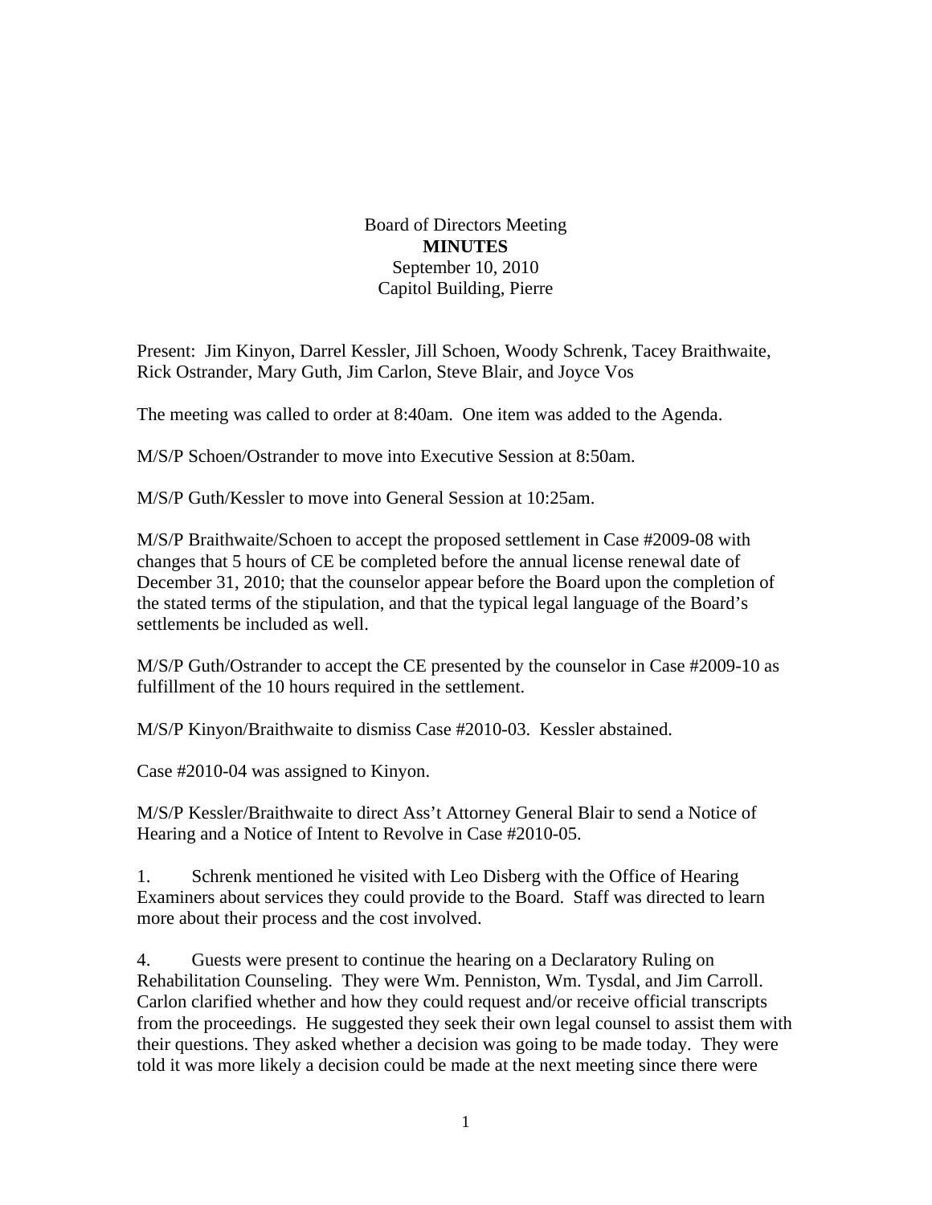Board of Directors Meeting
**MINUTES**
September 10, 2010
Capitol Building, Pierre

Present: Jim Kinyon, Darrel Kessler, Jill Schoen, Woody Schrenk, Tacey Braithwaite, Rick Ostrander, Mary Guth, Jim Carlon, Steve Blair, and Joyce Vos

The meeting was called to order at 8:40am. One item was added to the Agenda.

M/S/P Schoen/Ostrander to move into Executive Session at 8:50am.

M/S/P Guth/Kessler to move into General Session at 10:25am.

M/S/P Braithwaite/Schoen to accept the proposed settlement in Case #2009-08 with changes that 5 hours of CE be completed before the annual license renewal date of December 31, 2010; that the counselor appear before the Board upon the completion of the stated terms of the stipulation, and that the typical legal language of the Board's settlements be included as well.

M/S/P Guth/Ostrander to accept the CE presented by the counselor in Case #2009-10 as fulfillment of the 10 hours required in the settlement.

M/S/P Kinyon/Braithwaite to dismiss Case #2010-03. Kessler abstained.

Case #2010-04 was assigned to Kinyon.

M/S/P Kessler/Braithwaite to direct Ass't Attorney General Blair to send a Notice of Hearing and a Notice of Intent to Revolve in Case #2010-05.

1. Schrenk mentioned he visited with Leo Disberg with the Office of Hearing Examiners about services they could provide to the Board. Staff was directed to learn more about their process and the cost involved.

4. Guests were present to continue the hearing on a Declaratory Ruling on Rehabilitation Counseling. They were Wm. Penniston, Wm. Tysdal, and Jim Carroll. Carlon clarified whether and how they could request and/or receive official transcripts from the proceedings. He suggested they seek their own legal counsel to assist them with their questions. They asked whether a decision was going to be made today. They were told it was more likely a decision could be made at the next meeting since there were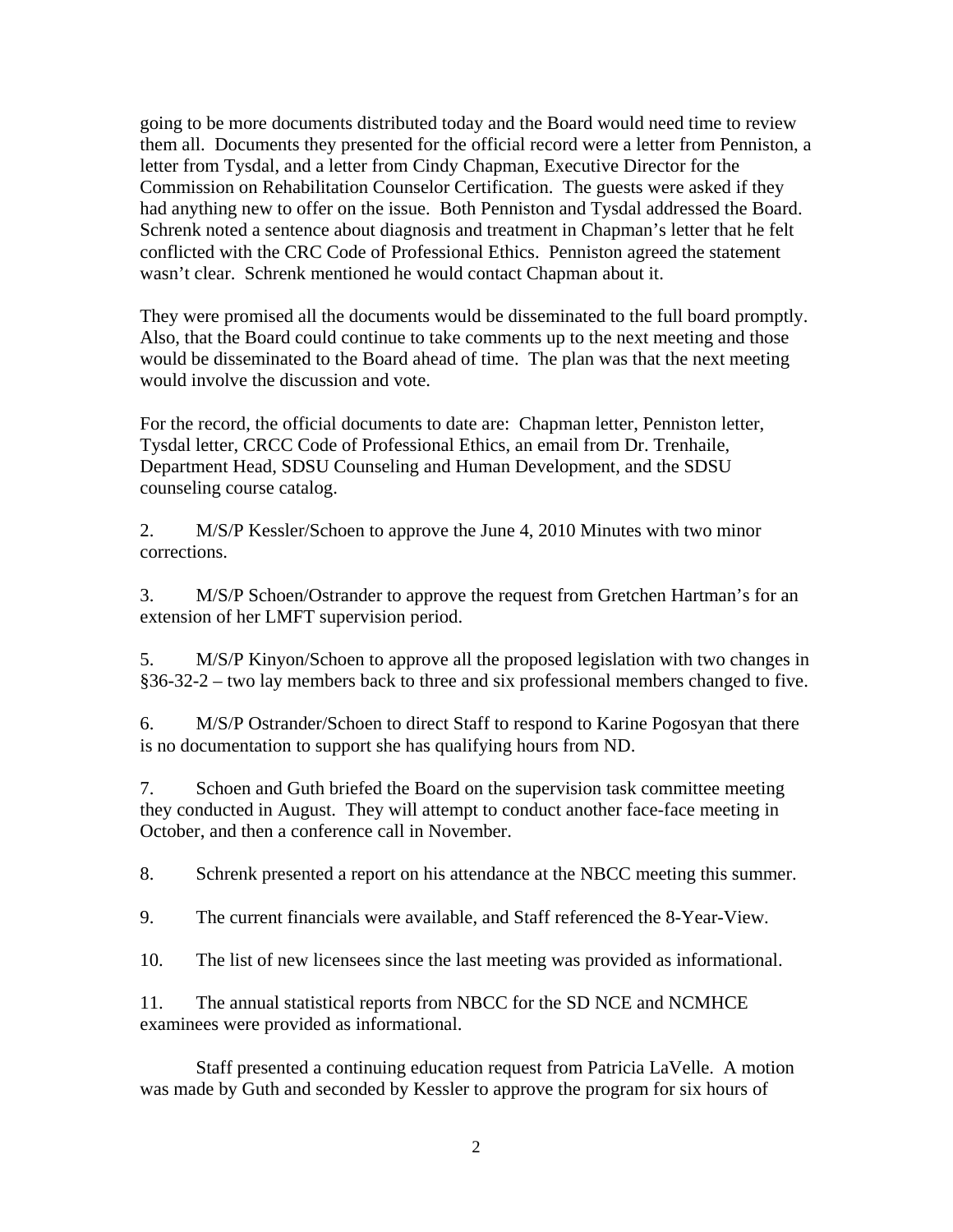going to be more documents distributed today and the Board would need time to review them all. Documents they presented for the official record were a letter from Penniston, a letter from Tysdal, and a letter from Cindy Chapman, Executive Director for the Commission on Rehabilitation Counselor Certification. The guests were asked if they had anything new to offer on the issue. Both Penniston and Tysdal addressed the Board. Schrenk noted a sentence about diagnosis and treatment in Chapman's letter that he felt conflicted with the CRC Code of Professional Ethics. Penniston agreed the statement wasn't clear. Schrenk mentioned he would contact Chapman about it.

They were promised all the documents would be disseminated to the full board promptly. Also, that the Board could continue to take comments up to the next meeting and those would be disseminated to the Board ahead of time. The plan was that the next meeting would involve the discussion and vote.

For the record, the official documents to date are: Chapman letter, Penniston letter, Tysdal letter, CRCC Code of Professional Ethics, an email from Dr. Trenhaile, Department Head, SDSU Counseling and Human Development, and the SDSU counseling course catalog.

2. M/S/P Kessler/Schoen to approve the June 4, 2010 Minutes with two minor corrections.

3. M/S/P Schoen/Ostrander to approve the request from Gretchen Hartman's for an extension of her LMFT supervision period.

5. M/S/P Kinyon/Schoen to approve all the proposed legislation with two changes in §36-32-2 – two lay members back to three and six professional members changed to five.

6. M/S/P Ostrander/Schoen to direct Staff to respond to Karine Pogosyan that there is no documentation to support she has qualifying hours from ND.

7. Schoen and Guth briefed the Board on the supervision task committee meeting they conducted in August. They will attempt to conduct another face-face meeting in October, and then a conference call in November.

8. Schrenk presented a report on his attendance at the NBCC meeting this summer.

9. The current financials were available, and Staff referenced the 8-Year-View.

10. The list of new licensees since the last meeting was provided as informational.

11. The annual statistical reports from NBCC for the SD NCE and NCMHCE examinees were provided as informational.

Staff presented a continuing education request from Patricia LaVelle. A motion was made by Guth and seconded by Kessler to approve the program for six hours of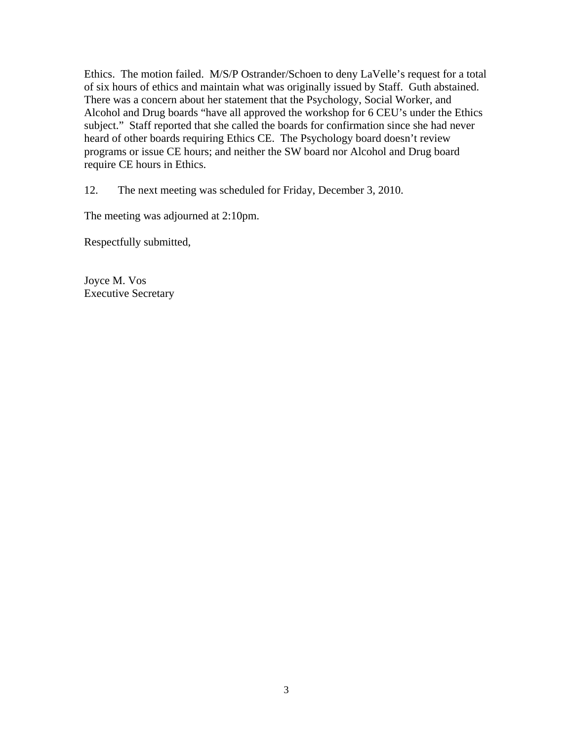Ethics. The motion failed. M/S/P Ostrander/Schoen to deny LaVelle's request for a total of six hours of ethics and maintain what was originally issued by Staff. Guth abstained. There was a concern about her statement that the Psychology, Social Worker, and Alcohol and Drug boards "have all approved the workshop for 6 CEU's under the Ethics subject." Staff reported that she called the boards for confirmation since she had never heard of other boards requiring Ethics CE. The Psychology board doesn't review programs or issue CE hours; and neither the SW board nor Alcohol and Drug board require CE hours in Ethics.

12. The next meeting was scheduled for Friday, December 3, 2010.

The meeting was adjourned at 2:10pm.

Respectfully submitted,

Joyce M. Vos
Executive Secretary